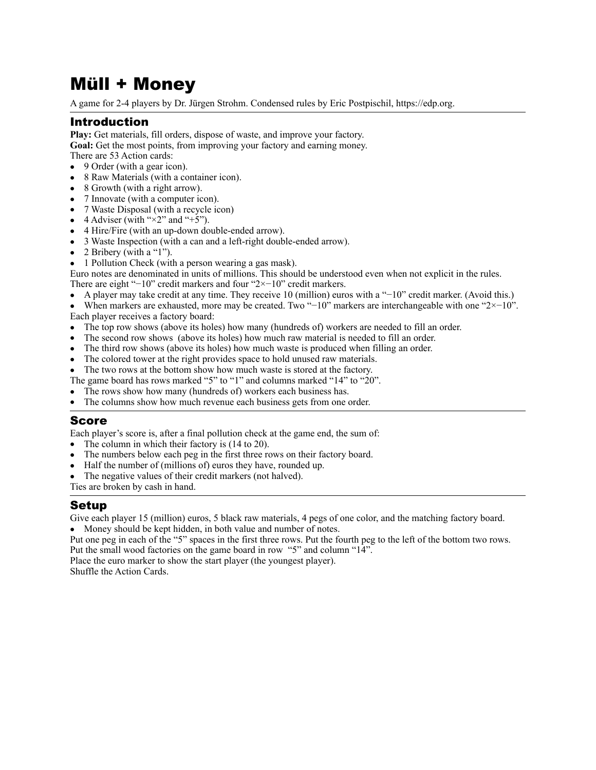# Müll + Money

A game for 2-4 players by Dr. Jürgen Strohm. Condensed rules by Eric Postpischil, https://edp.org.

## Introduction

**Play:** Get materials, fill orders, dispose of waste, and improve your factory.
**Goal:** Get the most points, from improving your factory and earning money.
There are 53 Action cards:

- 9 Order (with a gear icon).
- 8 Raw Materials (with a container icon).
- 8 Growth (with a right arrow).
- 7 Innovate (with a computer icon).
- 7 Waste Disposal (with a recycle icon)
- 4 Adviser (with "×2" and "+5").
- 4 Hire/Fire (with an up-down double-ended arrow).
- 3 Waste Inspection (with a can and a left-right double-ended arrow).
- 2 Bribery (with a "1").
- 1 Pollution Check (with a person wearing a gas mask).

Euro notes are denominated in units of millions. This should be understood even when not explicit in the rules.
There are eight "−10" credit markers and four "2×−10" credit markers.

- A player may take credit at any time. They receive 10 (million) euros with a "−10" credit marker. (Avoid this.)
- When markers are exhausted, more may be created. Two "−10" markers are interchangeable with one "2×−10".

Each player receives a factory board:

- The top row shows (above its holes) how many (hundreds of) workers are needed to fill an order.
- The second row shows (above its holes) how much raw material is needed to fill an order.
- The third row shows (above its holes) how much waste is produced when filling an order.
- The colored tower at the right provides space to hold unused raw materials.
- The two rows at the bottom show how much waste is stored at the factory.

The game board has rows marked "5" to "1" and columns marked "14" to "20".

- The rows show how many (hundreds of) workers each business has.
- The columns show how much revenue each business gets from one order.

## Score

Each player's score is, after a final pollution check at the game end, the sum of:

- The column in which their factory is (14 to 20).
- The numbers below each peg in the first three rows on their factory board.
- Half the number of (millions of) euros they have, rounded up.
- The negative values of their credit markers (not halved).

Ties are broken by cash in hand.

## Setup

Give each player 15 (million) euros, 5 black raw materials, 4 pegs of one color, and the matching factory board.

- Money should be kept hidden, in both value and number of notes.

Put one peg in each of the "5" spaces in the first three rows. Put the fourth peg to the left of the bottom two rows.
Put the small wood factories on the game board in row "5" and column "14".
Place the euro marker to show the start player (the youngest player).
Shuffle the Action Cards.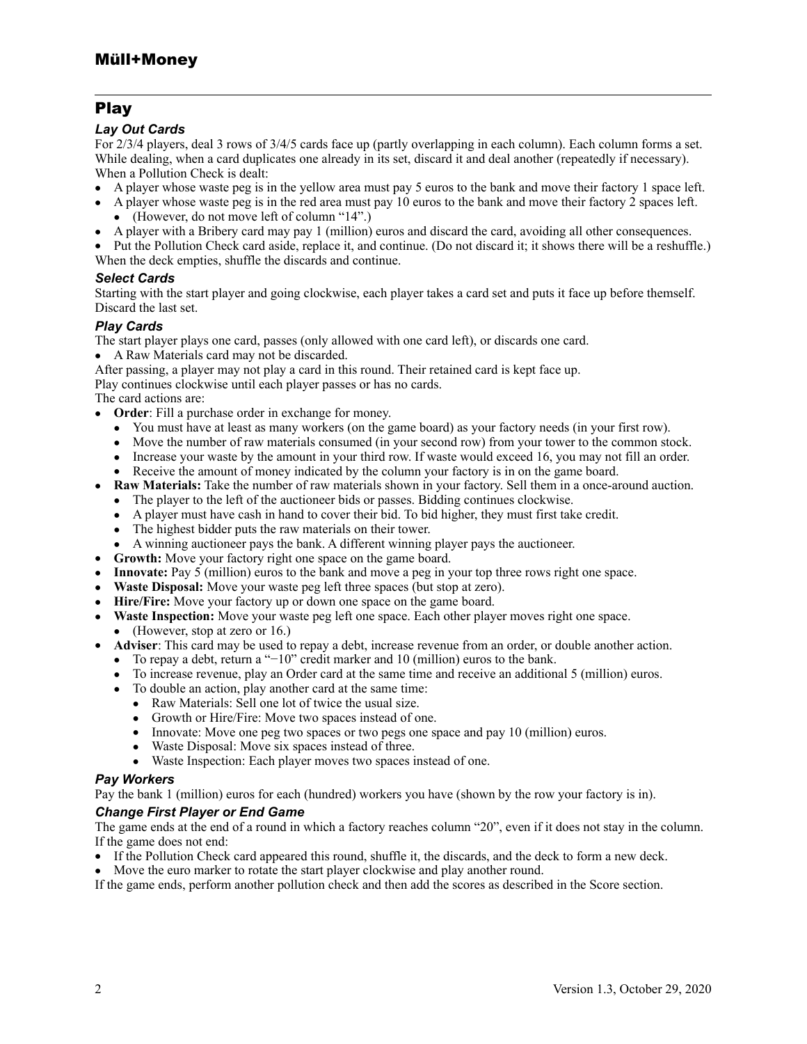# Play

### *Lay Out Cards*

For 2/3/4 players, deal 3 rows of 3/4/5 cards face up (partly overlapping in each column). Each column forms a set. While dealing, when a card duplicates one already in its set, discard it and deal another (repeatedly if necessary). When a Pollution Check is dealt:

- A player whose waste peg is in the yellow area must pay 5 euros to the bank and move their factory 1 space left.
- A player whose waste peg is in the red area must pay 10 euros to the bank and move their factory 2 spaces left.
  - (However, do not move left of column "14".)
- A player with a Bribery card may pay 1 (million) euros and discard the card, avoiding all other consequences.
- Put the Pollution Check card aside, replace it, and continue. (Do not discard it; it shows there will be a reshuffle.)

When the deck empties, shuffle the discards and continue.

### *Select Cards*

Starting with the start player and going clockwise, each player takes a card set and puts it face up before themself. Discard the last set.

### *Play Cards*

The start player plays one card, passes (only allowed with one card left), or discards one card.

- A Raw Materials card may not be discarded.

After passing, a player may not play a card in this round. Their retained card is kept face up.
Play continues clockwise until each player passes or has no cards.
The card actions are:

- **Order**: Fill a purchase order in exchange for money.
  - You must have at least as many workers (on the game board) as your factory needs (in your first row).
  - Move the number of raw materials consumed (in your second row) from your tower to the common stock.
  - Increase your waste by the amount in your third row. If waste would exceed 16, you may not fill an order.
  - Receive the amount of money indicated by the column your factory is in on the game board.
- **Raw Materials:** Take the number of raw materials shown in your factory. Sell them in a once-around auction.
  - The player to the left of the auctioneer bids or passes. Bidding continues clockwise.
  - A player must have cash in hand to cover their bid. To bid higher, they must first take credit.
  - The highest bidder puts the raw materials on their tower.
  - A winning auctioneer pays the bank. A different winning player pays the auctioneer.
- **Growth:** Move your factory right one space on the game board.
- **Innovate:** Pay 5 (million) euros to the bank and move a peg in your top three rows right one space.
- **Waste Disposal:** Move your waste peg left three spaces (but stop at zero).
- **Hire/Fire:** Move your factory up or down one space on the game board.
- **Waste Inspection:** Move your waste peg left one space. Each other player moves right one space.
  - (However, stop at zero or 16.)
- **Adviser**: This card may be used to repay a debt, increase revenue from an order, or double another action.
  - To repay a debt, return a "−10" credit marker and 10 (million) euros to the bank.
  - To increase revenue, play an Order card at the same time and receive an additional 5 (million) euros.
  - To double an action, play another card at the same time:
    - Raw Materials: Sell one lot of twice the usual size.
    - Growth or Hire/Fire: Move two spaces instead of one.
    - Innovate: Move one peg two spaces or two pegs one space and pay 10 (million) euros.
    - Waste Disposal: Move six spaces instead of three.
    - Waste Inspection: Each player moves two spaces instead of one.

### *Pay Workers*

Pay the bank 1 (million) euros for each (hundred) workers you have (shown by the row your factory is in).

### *Change First Player or End Game*

The game ends at the end of a round in which a factory reaches column "20", even if it does not stay in the column.
If the game does not end:

- If the Pollution Check card appeared this round, shuffle it, the discards, and the deck to form a new deck.
- Move the euro marker to rotate the start player clockwise and play another round.

If the game ends, perform another pollution check and then add the scores as described in the Score section.